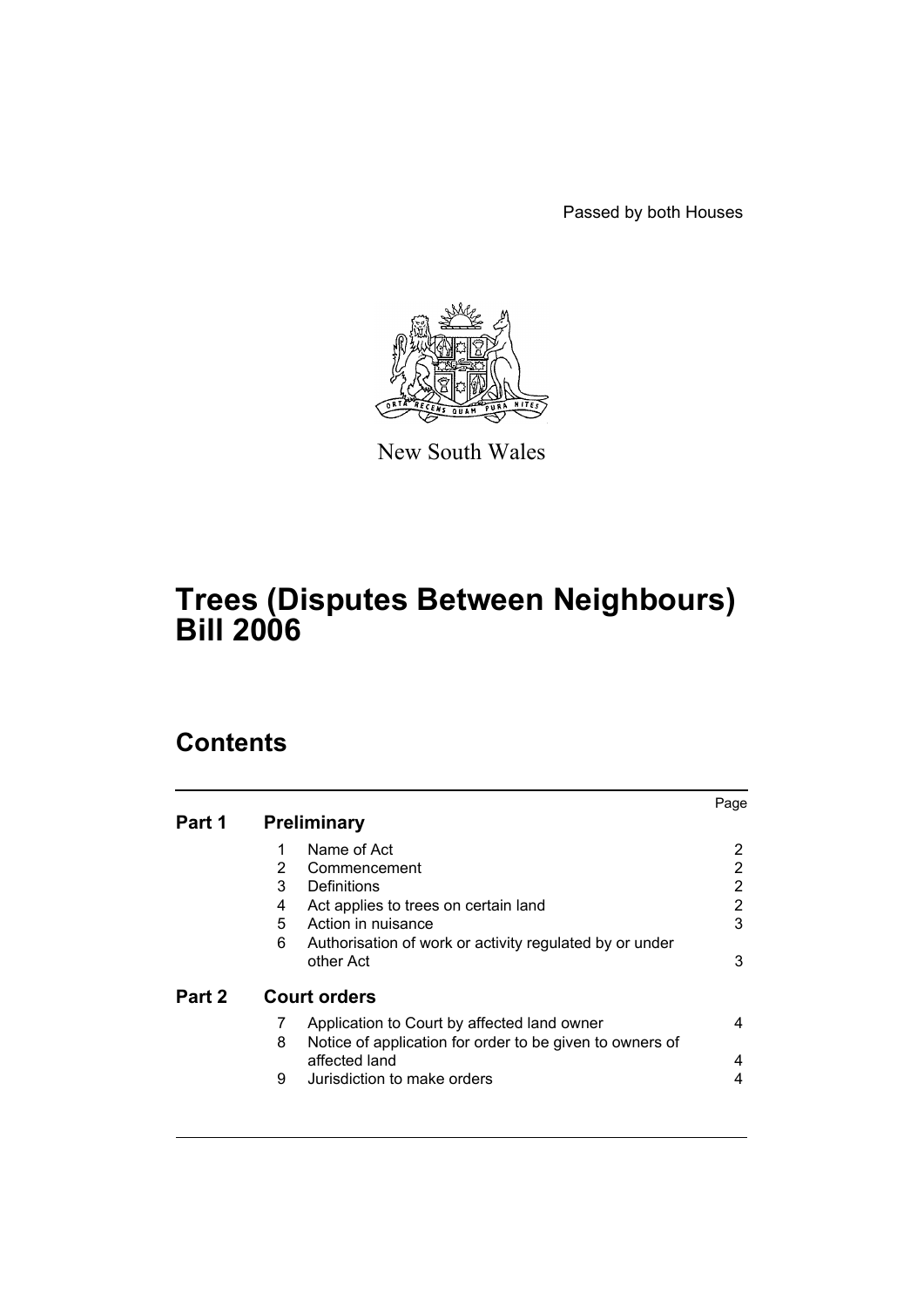Passed by both Houses

New South Wales

# Trees (Disputes Between Neighbours) Bill 2006

## Contents

| | | | Page |
|---|---|---|---|
| **Part 1** | **Preliminary** | | |
| | 1 | Name of Act | 2 |
| | 2 | Commencement | 2 |
| | 3 | Definitions | 2 |
| | 4 | Act applies to trees on certain land | 2 |
| | 5 | Action in nuisance | 3 |
| | 6 | Authorisation of work or activity regulated by or under other Act | 3 |
| **Part 2** | **Court orders** | | |
| | 7 | Application to Court by affected land owner | 4 |
| | 8 | Notice of application for order to be given to owners of affected land | 4 |
| | 9 | Jurisdiction to make orders | 4 |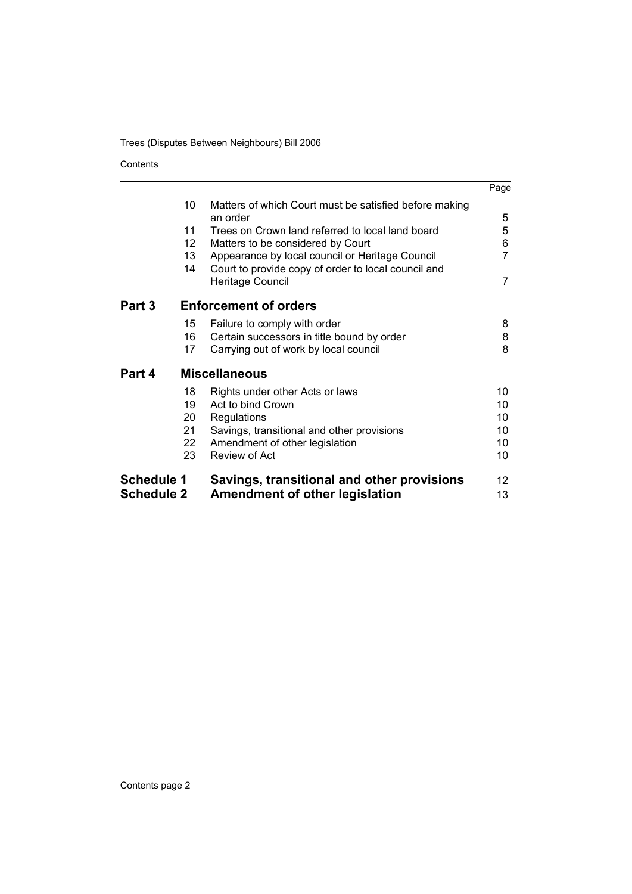| | | | Page |
|---|---|---|---|
| | 10 | Matters of which Court must be satisfied before making an order | 5 |
| | 11 | Trees on Crown land referred to local land board | 5 |
| | 12 | Matters to be considered by Court | 6 |
| | 13 | Appearance by local council or Heritage Council | 7 |
| | 14 | Court to provide copy of order to local council and Heritage Council | 7 |
| **Part 3** | | **Enforcement of orders** | |
| | 15 | Failure to comply with order | 8 |
| | 16 | Certain successors in title bound by order | 8 |
| | 17 | Carrying out of work by local council | 8 |
| **Part 4** | | **Miscellaneous** | |
| | 18 | Rights under other Acts or laws | 10 |
| | 19 | Act to bind Crown | 10 |
| | 20 | Regulations | 10 |
| | 21 | Savings, transitional and other provisions | 10 |
| | 22 | Amendment of other legislation | 10 |
| | 23 | Review of Act | 10 |
| **Schedule 1** | | **Savings, transitional and other provisions** | 12 |
| **Schedule 2** | | **Amendment of other legislation** | 13 |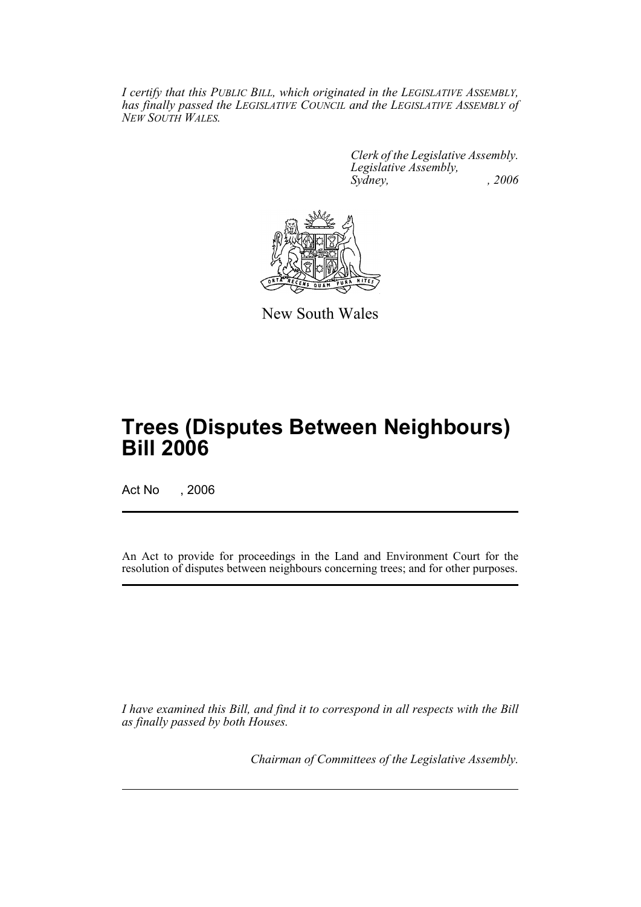*I certify that this PUBLIC BILL, which originated in the LEGISLATIVE ASSEMBLY, has finally passed the LEGISLATIVE COUNCIL and the LEGISLATIVE ASSEMBLY of NEW SOUTH WALES.*

*Clerk of the Legislative Assembly.*
*Legislative Assembly,*
*Sydney, , 2006*

New South Wales

# Trees (Disputes Between Neighbours) Bill 2006

Act No , 2006

An Act to provide for proceedings in the Land and Environment Court for the resolution of disputes between neighbours concerning trees; and for other purposes.

*I have examined this Bill, and find it to correspond in all respects with the Bill as finally passed by both Houses.*

*Chairman of Committees of the Legislative Assembly.*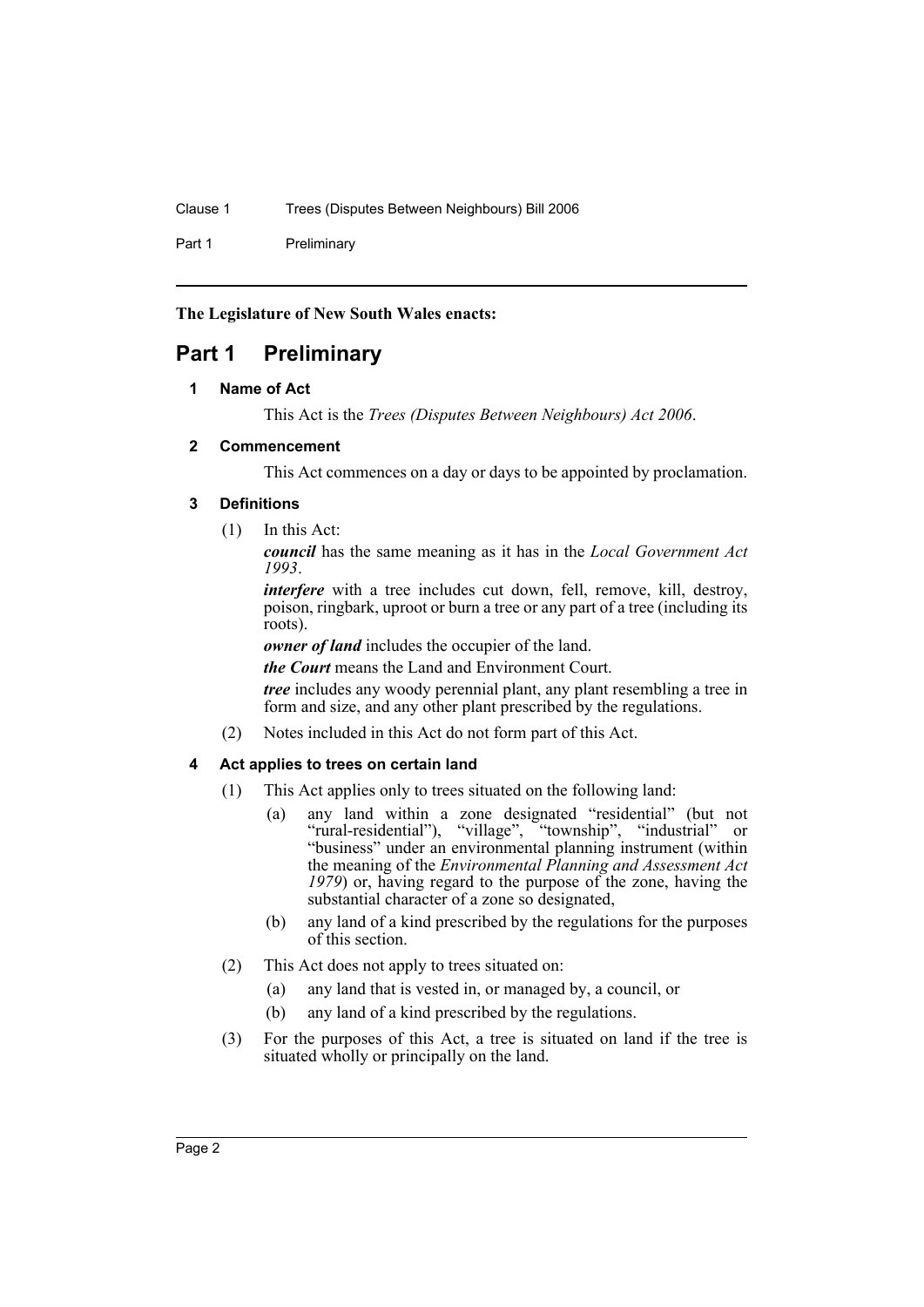**The Legislature of New South Wales enacts:**

# Part 1 Preliminary

### 1 Name of Act

This Act is the *Trees (Disputes Between Neighbours) Act 2006*.

### 2 Commencement

This Act commences on a day or days to be appointed by proclamation.

### 3 Definitions

(1) In this Act:

***council*** has the same meaning as it has in the *Local Government Act 1993*.

***interfere*** with a tree includes cut down, fell, remove, kill, destroy, poison, ringbark, uproot or burn a tree or any part of a tree (including its roots).

***owner of land*** includes the occupier of the land.

***the Court*** means the Land and Environment Court.

***tree*** includes any woody perennial plant, any plant resembling a tree in form and size, and any other plant prescribed by the regulations.

(2) Notes included in this Act do not form part of this Act.

### 4 Act applies to trees on certain land

(1) This Act applies only to trees situated on the following land:

- (a) any land within a zone designated "residential" (but not "rural-residential"), "village", "township", "industrial" or "business" under an environmental planning instrument (within the meaning of the *Environmental Planning and Assessment Act 1979*) or, having regard to the purpose of the zone, having the substantial character of a zone so designated,
- (b) any land of a kind prescribed by the regulations for the purposes of this section.

(2) This Act does not apply to trees situated on:

- (a) any land that is vested in, or managed by, a council, or
- (b) any land of a kind prescribed by the regulations.

(3) For the purposes of this Act, a tree is situated on land if the tree is situated wholly or principally on the land.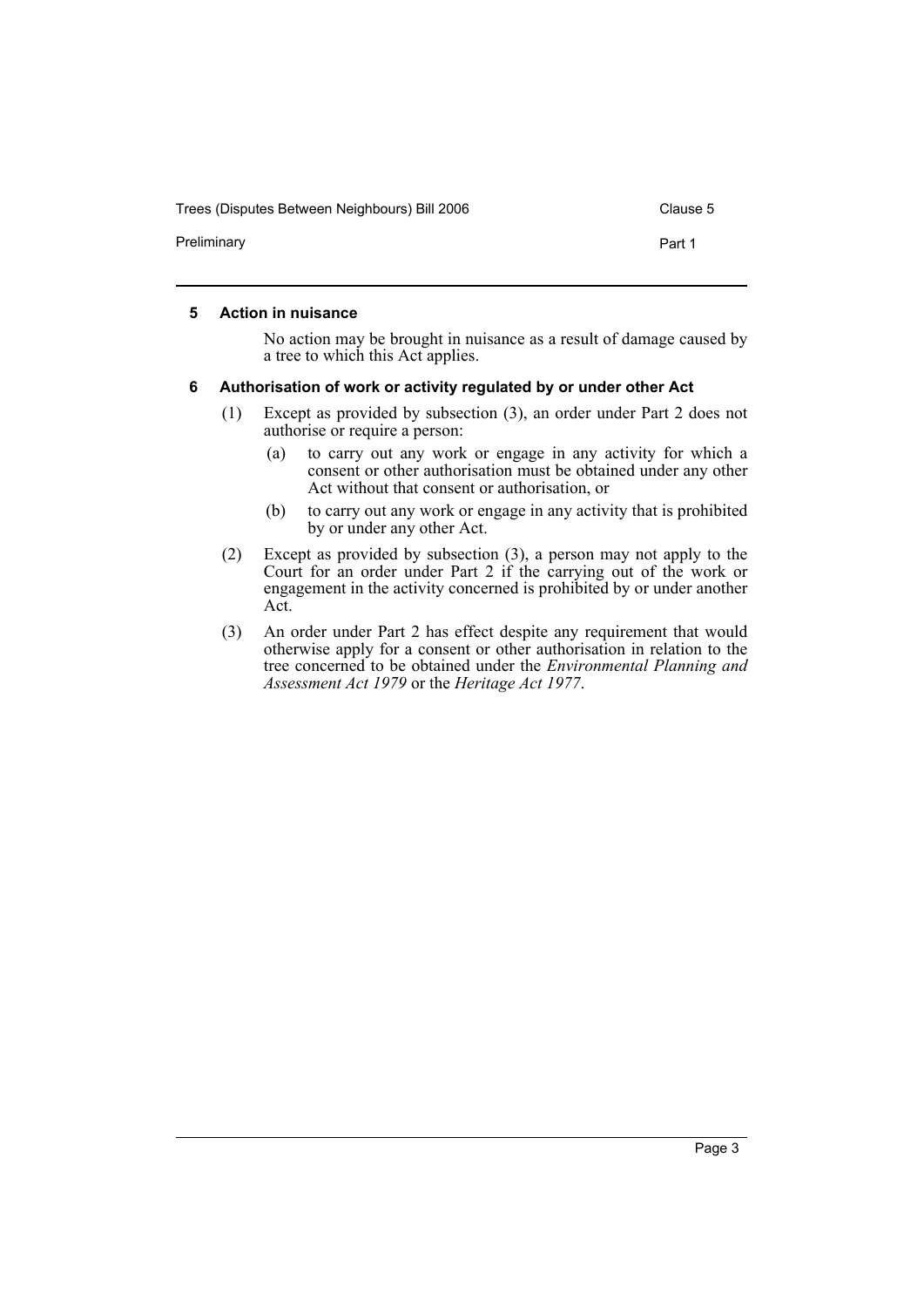#### 5 Action in nuisance

No action may be brought in nuisance as a result of damage caused by a tree to which this Act applies.

#### 6 Authorisation of work or activity regulated by or under other Act

(1) Except as provided by subsection (3), an order under Part 2 does not authorise or require a person:

(a) to carry out any work or engage in any activity for which a consent or other authorisation must be obtained under any other Act without that consent or authorisation, or

(b) to carry out any work or engage in any activity that is prohibited by or under any other Act.

(2) Except as provided by subsection (3), a person may not apply to the Court for an order under Part 2 if the carrying out of the work or engagement in the activity concerned is prohibited by or under another Act.

(3) An order under Part 2 has effect despite any requirement that would otherwise apply for a consent or other authorisation in relation to the tree concerned to be obtained under the *Environmental Planning and Assessment Act 1979* or the *Heritage Act 1977*.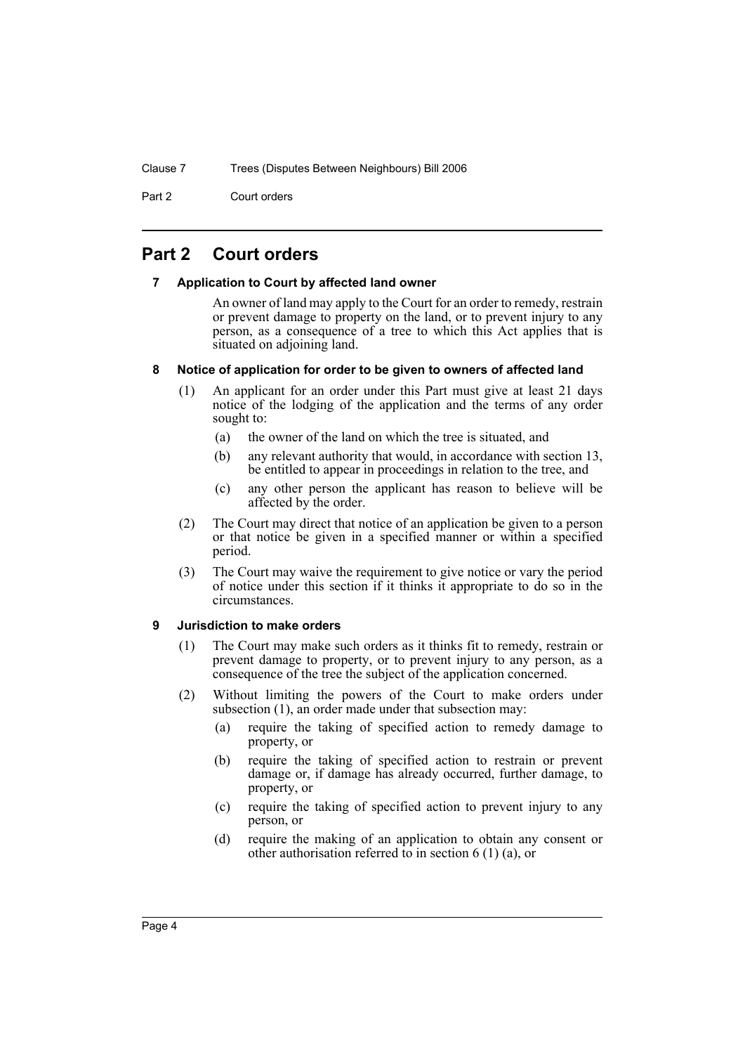# Part 2 Court orders

### 7 Application to Court by affected land owner

An owner of land may apply to the Court for an order to remedy, restrain or prevent damage to property on the land, or to prevent injury to any person, as a consequence of a tree to which this Act applies that is situated on adjoining land.

### 8 Notice of application for order to be given to owners of affected land

(1) An applicant for an order under this Part must give at least 21 days notice of the lodging of the application and the terms of any order sought to:

- (a) the owner of the land on which the tree is situated, and
- (b) any relevant authority that would, in accordance with section 13, be entitled to appear in proceedings in relation to the tree, and
- (c) any other person the applicant has reason to believe will be affected by the order.

(2) The Court may direct that notice of an application be given to a person or that notice be given in a specified manner or within a specified period.

(3) The Court may waive the requirement to give notice or vary the period of notice under this section if it thinks it appropriate to do so in the circumstances.

### 9 Jurisdiction to make orders

(1) The Court may make such orders as it thinks fit to remedy, restrain or prevent damage to property, or to prevent injury to any person, as a consequence of the tree the subject of the application concerned.

(2) Without limiting the powers of the Court to make orders under subsection (1), an order made under that subsection may:

- (a) require the taking of specified action to remedy damage to property, or
- (b) require the taking of specified action to restrain or prevent damage or, if damage has already occurred, further damage, to property, or
- (c) require the taking of specified action to prevent injury to any person, or
- (d) require the making of an application to obtain any consent or other authorisation referred to in section 6 (1) (a), or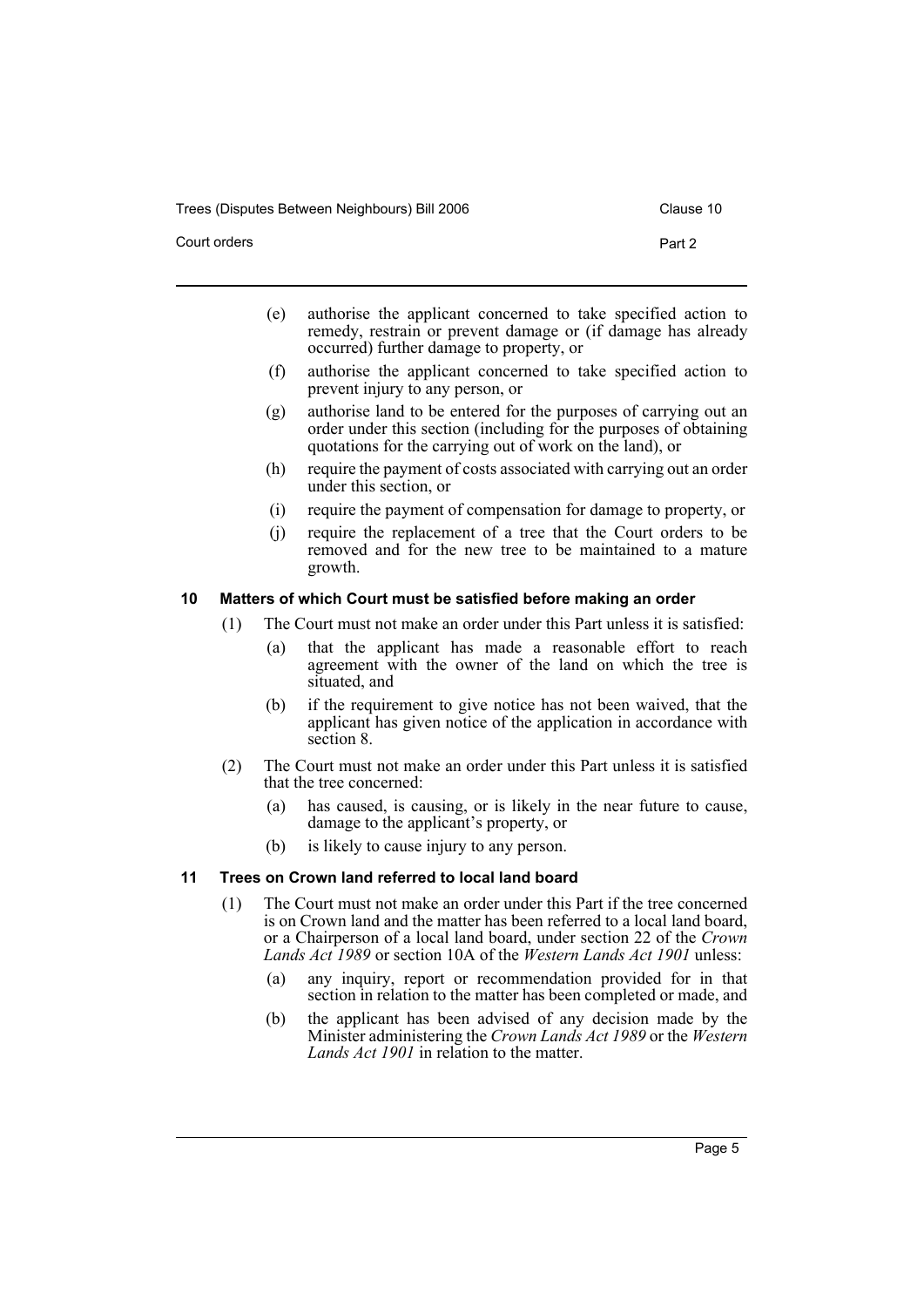(e) authorise the applicant concerned to take specified action to remedy, restrain or prevent damage or (if damage has already occurred) further damage to property, or

(f) authorise the applicant concerned to take specified action to prevent injury to any person, or

(g) authorise land to be entered for the purposes of carrying out an order under this section (including for the purposes of obtaining quotations for the carrying out of work on the land), or

(h) require the payment of costs associated with carrying out an order under this section, or

(i) require the payment of compensation for damage to property, or

(j) require the replacement of a tree that the Court orders to be removed and for the new tree to be maintained to a mature growth.

### 10 Matters of which Court must be satisfied before making an order

(1) The Court must not make an order under this Part unless it is satisfied:

(a) that the applicant has made a reasonable effort to reach agreement with the owner of the land on which the tree is situated, and

(b) if the requirement to give notice has not been waived, that the applicant has given notice of the application in accordance with section 8.

(2) The Court must not make an order under this Part unless it is satisfied that the tree concerned:

(a) has caused, is causing, or is likely in the near future to cause, damage to the applicant's property, or

(b) is likely to cause injury to any person.

### 11 Trees on Crown land referred to local land board

(1) The Court must not make an order under this Part if the tree concerned is on Crown land and the matter has been referred to a local land board, or a Chairperson of a local land board, under section 22 of the *Crown Lands Act 1989* or section 10A of the *Western Lands Act 1901* unless:

(a) any inquiry, report or recommendation provided for in that section in relation to the matter has been completed or made, and

(b) the applicant has been advised of any decision made by the Minister administering the *Crown Lands Act 1989* or the *Western Lands Act 1901* in relation to the matter.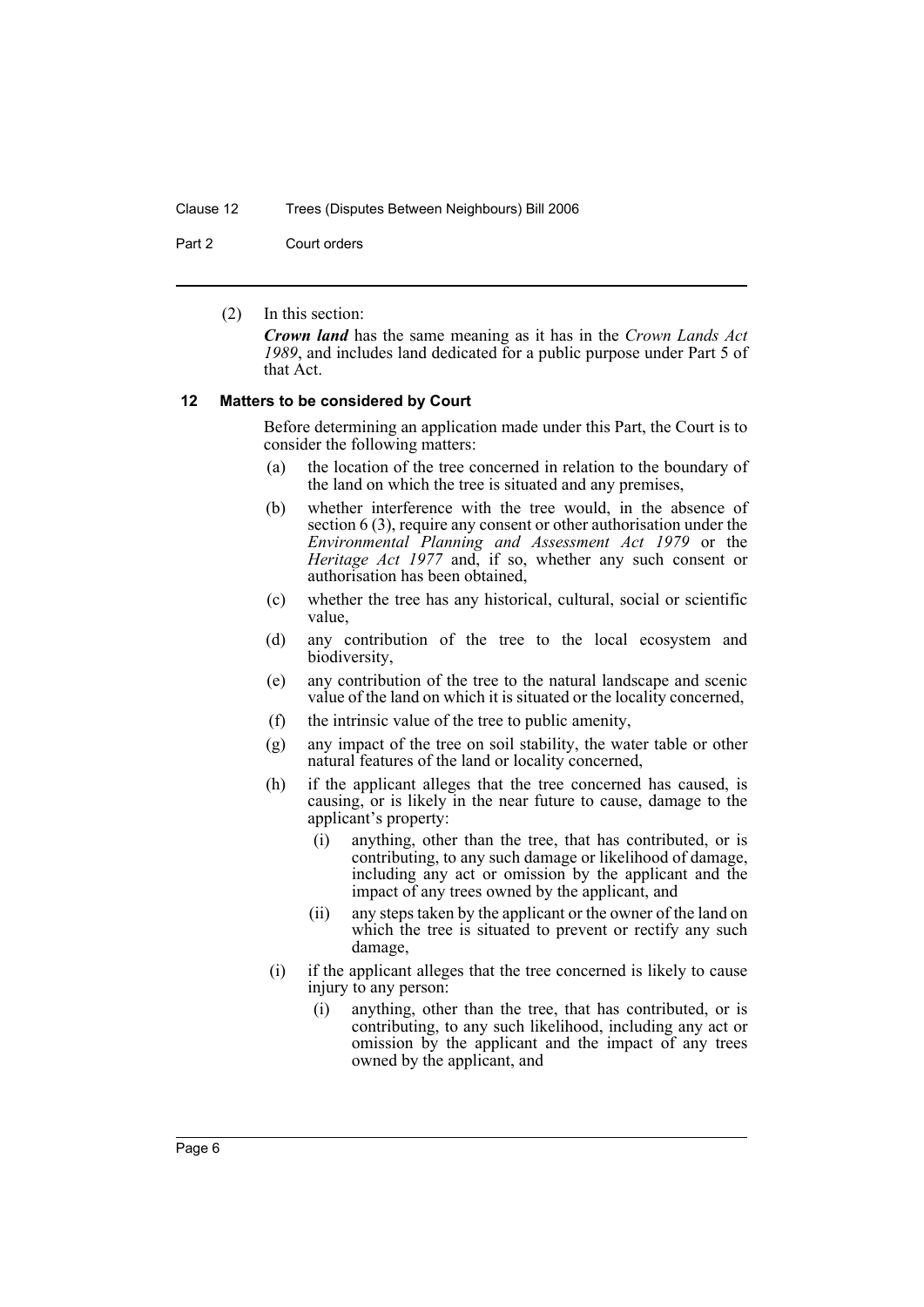(2) In this section:

***Crown land*** has the same meaning as it has in the *Crown Lands Act 1989*, and includes land dedicated for a public purpose under Part 5 of that Act.

### 12 Matters to be considered by Court

Before determining an application made under this Part, the Court is to consider the following matters:

(a) the location of the tree concerned in relation to the boundary of the land on which the tree is situated and any premises,

(b) whether interference with the tree would, in the absence of section 6 (3), require any consent or other authorisation under the *Environmental Planning and Assessment Act 1979* or the *Heritage Act 1977* and, if so, whether any such consent or authorisation has been obtained,

(c) whether the tree has any historical, cultural, social or scientific value,

(d) any contribution of the tree to the local ecosystem and biodiversity,

(e) any contribution of the tree to the natural landscape and scenic value of the land on which it is situated or the locality concerned,

(f) the intrinsic value of the tree to public amenity,

(g) any impact of the tree on soil stability, the water table or other natural features of the land or locality concerned,

(h) if the applicant alleges that the tree concerned has caused, is causing, or is likely in the near future to cause, damage to the applicant's property:

  (i) anything, other than the tree, that has contributed, or is contributing, to any such damage or likelihood of damage, including any act or omission by the applicant and the impact of any trees owned by the applicant, and

  (ii) any steps taken by the applicant or the owner of the land on which the tree is situated to prevent or rectify any such damage,

(i) if the applicant alleges that the tree concerned is likely to cause injury to any person:

  (i) anything, other than the tree, that has contributed, or is contributing, to any such likelihood, including any act or omission by the applicant and the impact of any trees owned by the applicant, and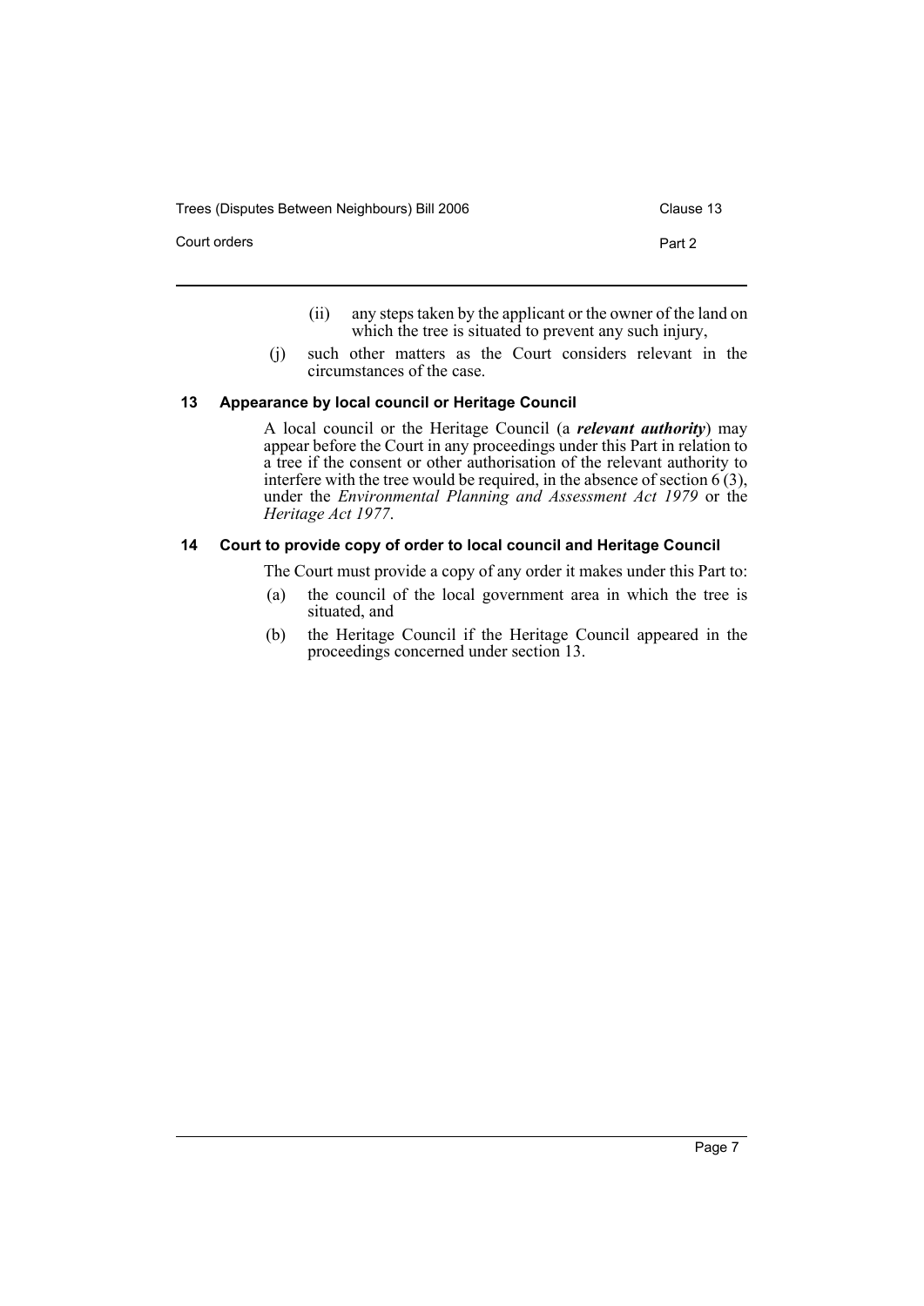(ii) any steps taken by the applicant or the owner of the land on which the tree is situated to prevent any such injury,

(j) such other matters as the Court considers relevant in the circumstances of the case.

### 13 Appearance by local council or Heritage Council

A local council or the Heritage Council (a ***relevant authority***) may appear before the Court in any proceedings under this Part in relation to a tree if the consent or other authorisation of the relevant authority to interfere with the tree would be required, in the absence of section 6 (3), under the *Environmental Planning and Assessment Act 1979* or the *Heritage Act 1977*.

### 14 Court to provide copy of order to local council and Heritage Council

The Court must provide a copy of any order it makes under this Part to:

(a) the council of the local government area in which the tree is situated, and

(b) the Heritage Council if the Heritage Council appeared in the proceedings concerned under section 13.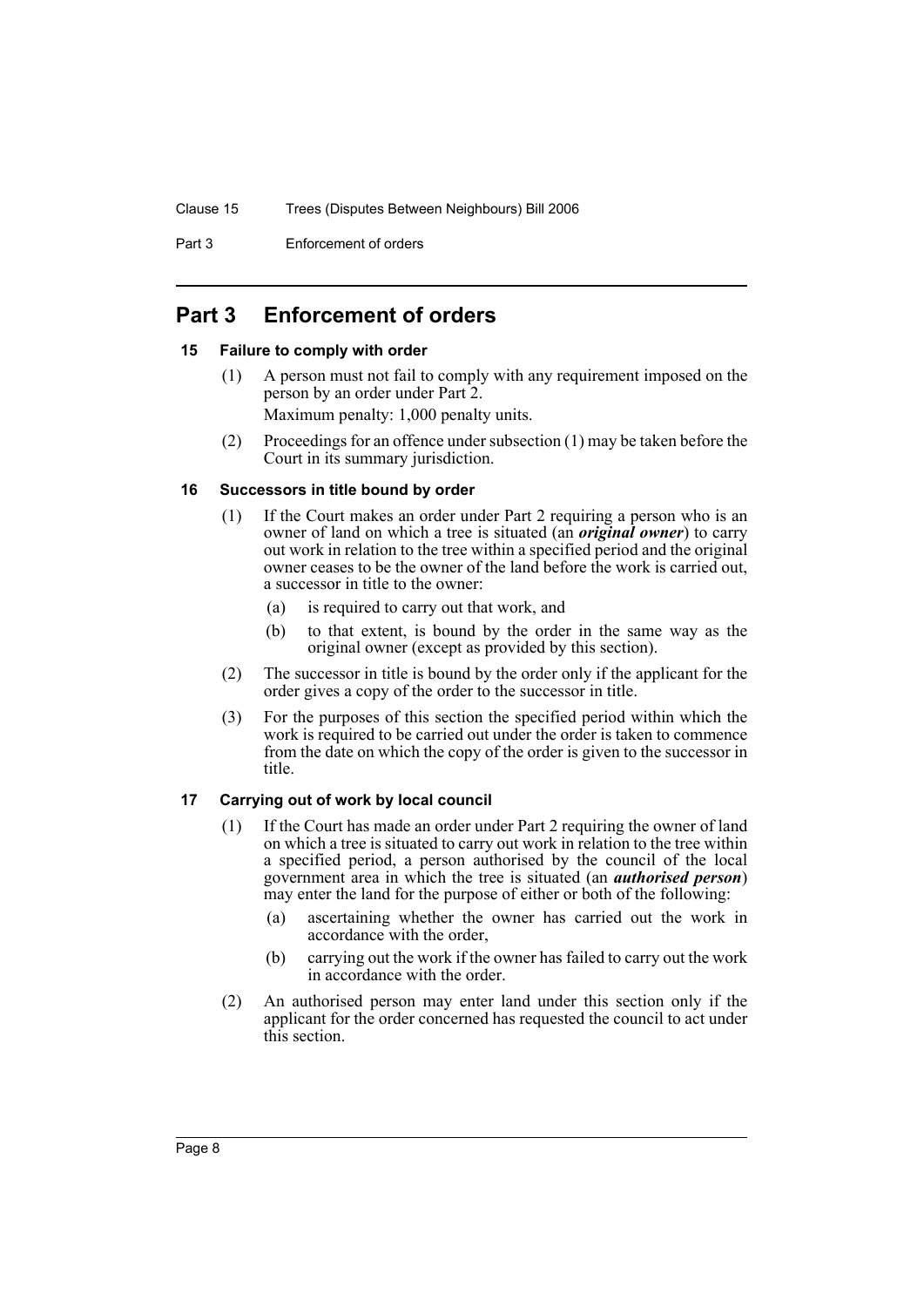# Part 3 Enforcement of orders

## 15 Failure to comply with order

(1) A person must not fail to comply with any requirement imposed on the person by an order under Part 2.

Maximum penalty: 1,000 penalty units.

(2) Proceedings for an offence under subsection (1) may be taken before the Court in its summary jurisdiction.

## 16 Successors in title bound by order

(1) If the Court makes an order under Part 2 requiring a person who is an owner of land on which a tree is situated (an ***original owner***) to carry out work in relation to the tree within a specified period and the original owner ceases to be the owner of the land before the work is carried out, a successor in title to the owner:

- (a) is required to carry out that work, and
- (b) to that extent, is bound by the order in the same way as the original owner (except as provided by this section).

(2) The successor in title is bound by the order only if the applicant for the order gives a copy of the order to the successor in title.

(3) For the purposes of this section the specified period within which the work is required to be carried out under the order is taken to commence from the date on which the copy of the order is given to the successor in title.

## 17 Carrying out of work by local council

(1) If the Court has made an order under Part 2 requiring the owner of land on which a tree is situated to carry out work in relation to the tree within a specified period, a person authorised by the council of the local government area in which the tree is situated (an ***authorised person***) may enter the land for the purpose of either or both of the following:

- (a) ascertaining whether the owner has carried out the work in accordance with the order,
- (b) carrying out the work if the owner has failed to carry out the work in accordance with the order.

(2) An authorised person may enter land under this section only if the applicant for the order concerned has requested the council to act under this section.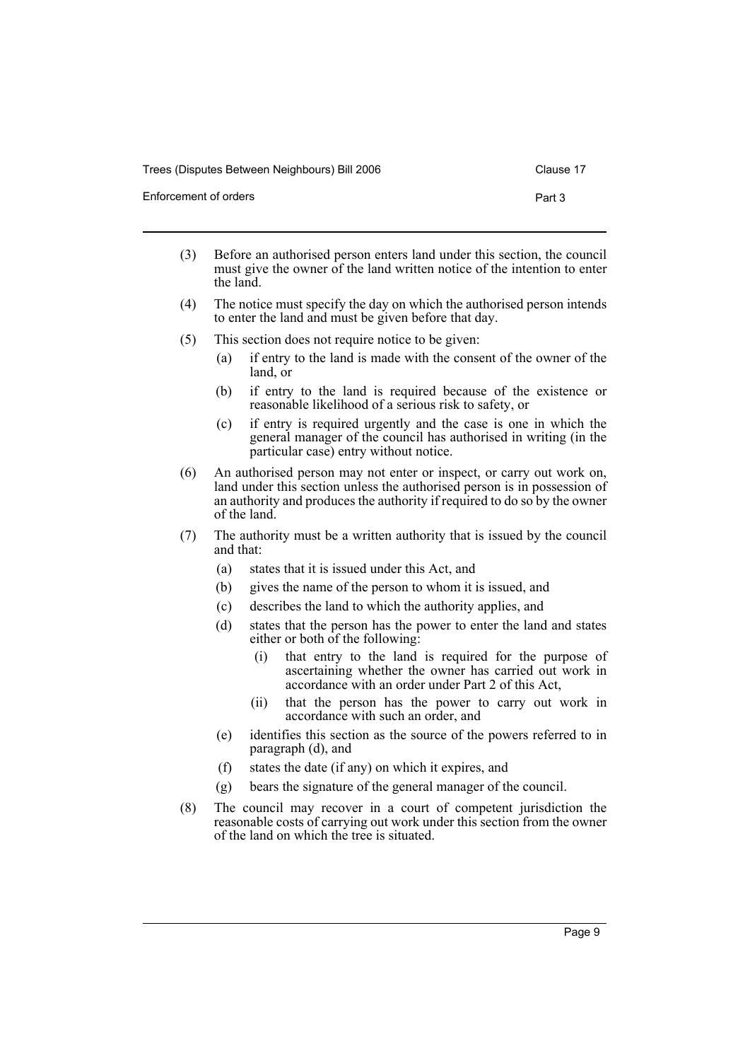(3) Before an authorised person enters land under this section, the council must give the owner of the land written notice of the intention to enter the land.

(4) The notice must specify the day on which the authorised person intends to enter the land and must be given before that day.

(5) This section does not require notice to be given:

  (a) if entry to the land is made with the consent of the owner of the land, or

  (b) if entry to the land is required because of the existence or reasonable likelihood of a serious risk to safety, or

  (c) if entry is required urgently and the case is one in which the general manager of the council has authorised in writing (in the particular case) entry without notice.

(6) An authorised person may not enter or inspect, or carry out work on, land under this section unless the authorised person is in possession of an authority and produces the authority if required to do so by the owner of the land.

(7) The authority must be a written authority that is issued by the council and that:

  (a) states that it is issued under this Act, and

  (b) gives the name of the person to whom it is issued, and

  (c) describes the land to which the authority applies, and

  (d) states that the person has the power to enter the land and states either or both of the following:

    (i) that entry to the land is required for the purpose of ascertaining whether the owner has carried out work in accordance with an order under Part 2 of this Act,

    (ii) that the person has the power to carry out work in accordance with such an order, and

  (e) identifies this section as the source of the powers referred to in paragraph (d), and

  (f) states the date (if any) on which it expires, and

  (g) bears the signature of the general manager of the council.

(8) The council may recover in a court of competent jurisdiction the reasonable costs of carrying out work under this section from the owner of the land on which the tree is situated.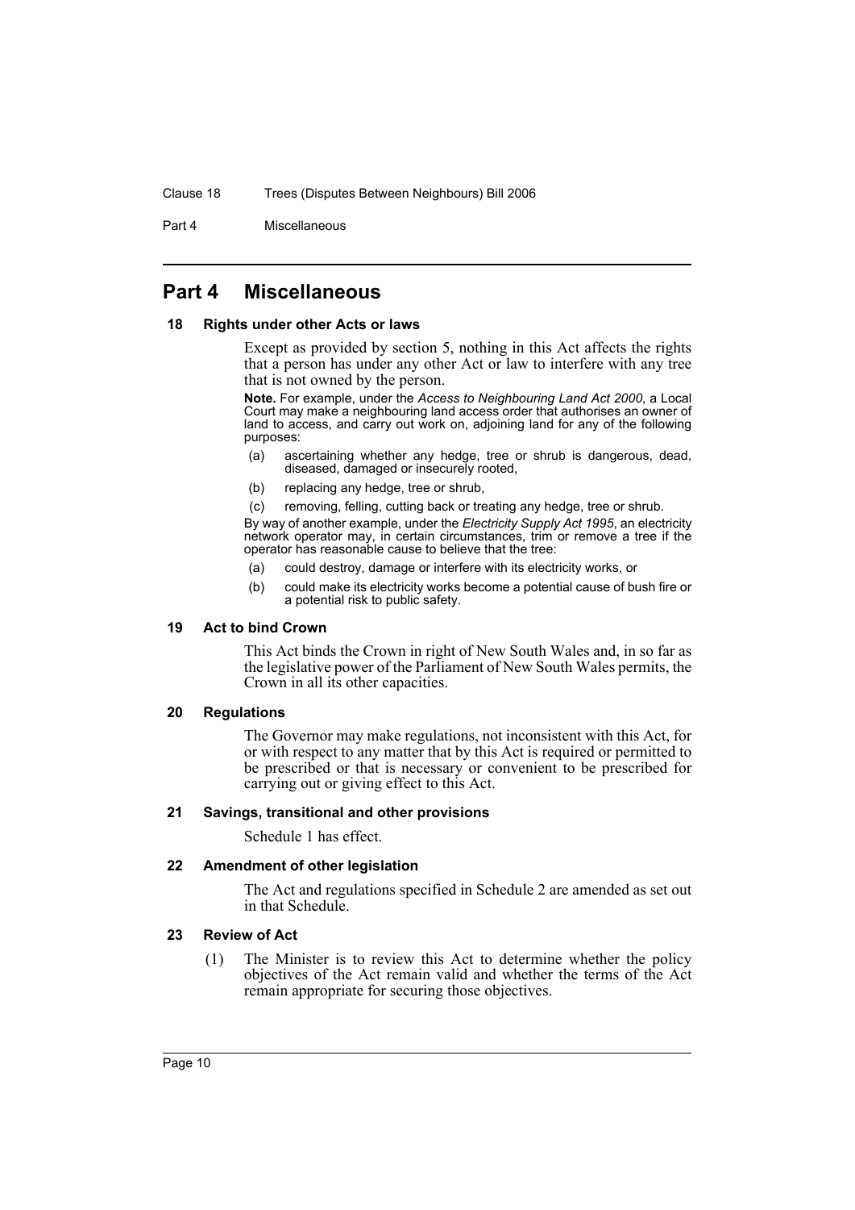# Part 4 Miscellaneous

## 18 Rights under other Acts or laws

Except as provided by section 5, nothing in this Act affects the rights that a person has under any other Act or law to interfere with any tree that is not owned by the person.

**Note.** For example, under the *Access to Neighbouring Land Act 2000*, a Local Court may make a neighbouring land access order that authorises an owner of land to access, and carry out work on, adjoining land for any of the following purposes:

(a) ascertaining whether any hedge, tree or shrub is dangerous, dead, diseased, damaged or insecurely rooted,

(b) replacing any hedge, tree or shrub,

(c) removing, felling, cutting back or treating any hedge, tree or shrub.

By way of another example, under the *Electricity Supply Act 1995*, an electricity network operator may, in certain circumstances, trim or remove a tree if the operator has reasonable cause to believe that the tree:

(a) could destroy, damage or interfere with its electricity works, or

(b) could make its electricity works become a potential cause of bush fire or a potential risk to public safety.

## 19 Act to bind Crown

This Act binds the Crown in right of New South Wales and, in so far as the legislative power of the Parliament of New South Wales permits, the Crown in all its other capacities.

## 20 Regulations

The Governor may make regulations, not inconsistent with this Act, for or with respect to any matter that by this Act is required or permitted to be prescribed or that is necessary or convenient to be prescribed for carrying out or giving effect to this Act.

## 21 Savings, transitional and other provisions

Schedule 1 has effect.

## 22 Amendment of other legislation

The Act and regulations specified in Schedule 2 are amended as set out in that Schedule.

## 23 Review of Act

(1) The Minister is to review this Act to determine whether the policy objectives of the Act remain valid and whether the terms of the Act remain appropriate for securing those objectives.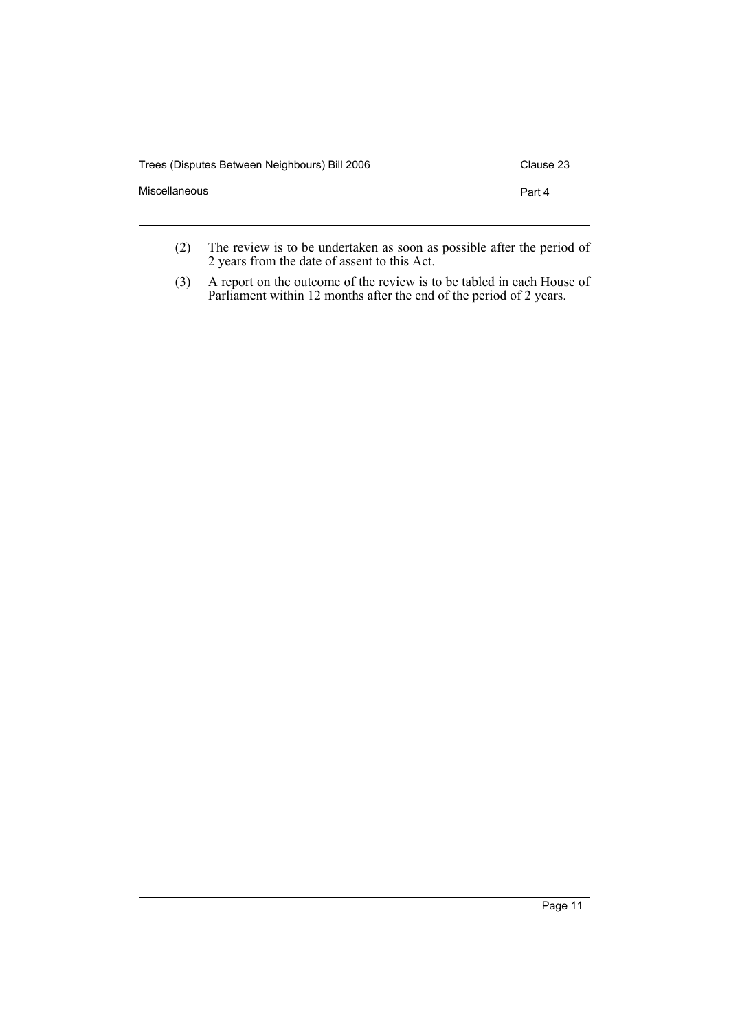(2) The review is to be undertaken as soon as possible after the period of 2 years from the date of assent to this Act.

(3) A report on the outcome of the review is to be tabled in each House of Parliament within 12 months after the end of the period of 2 years.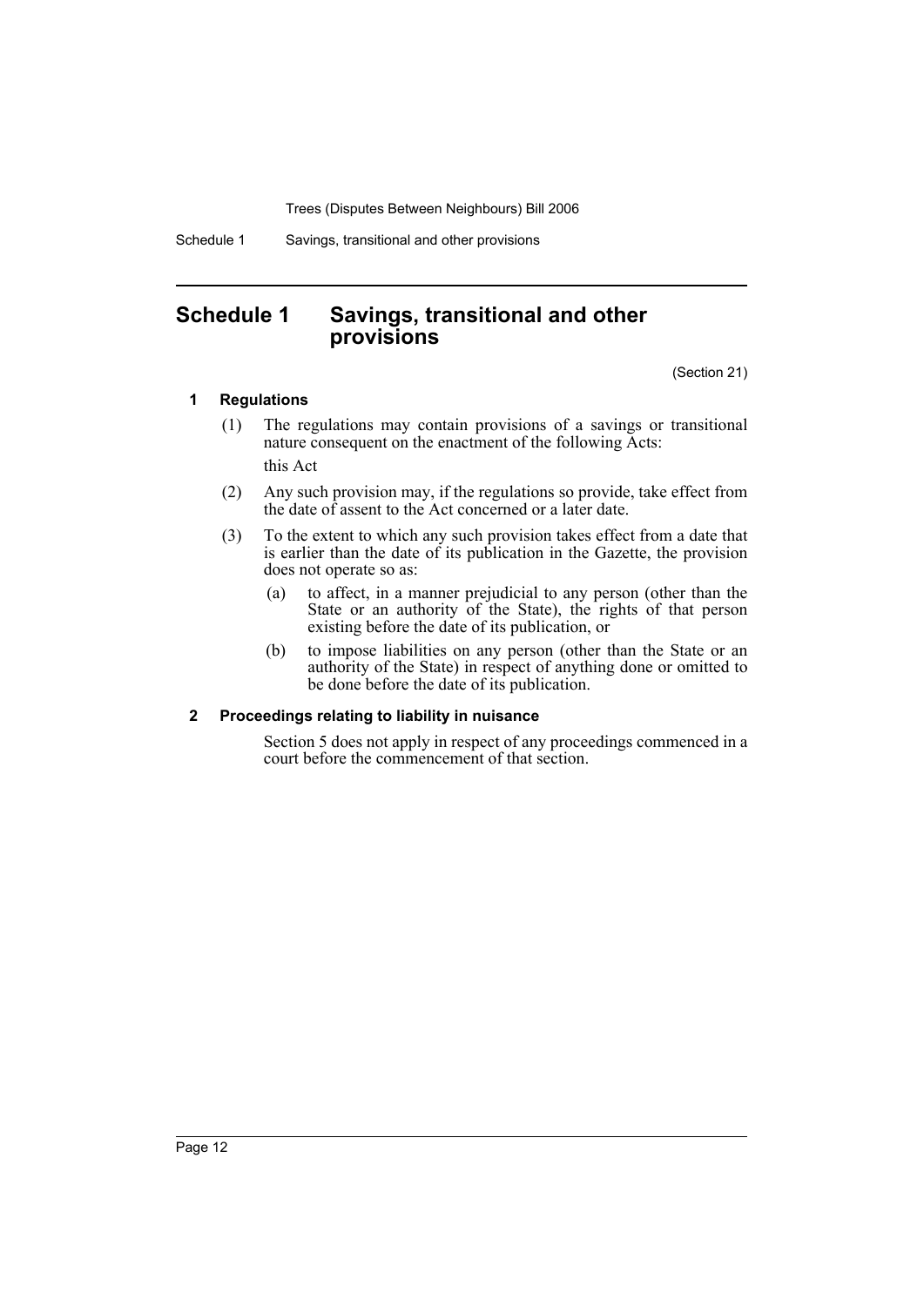# Schedule 1 Savings, transitional and other provisions

(Section 21)

## 1 Regulations

(1) The regulations may contain provisions of a savings or transitional nature consequent on the enactment of the following Acts:

this Act

(2) Any such provision may, if the regulations so provide, take effect from the date of assent to the Act concerned or a later date.

(3) To the extent to which any such provision takes effect from a date that is earlier than the date of its publication in the Gazette, the provision does not operate so as:

- (a) to affect, in a manner prejudicial to any person (other than the State or an authority of the State), the rights of that person existing before the date of its publication, or
- (b) to impose liabilities on any person (other than the State or an authority of the State) in respect of anything done or omitted to be done before the date of its publication.

## 2 Proceedings relating to liability in nuisance

Section 5 does not apply in respect of any proceedings commenced in a court before the commencement of that section.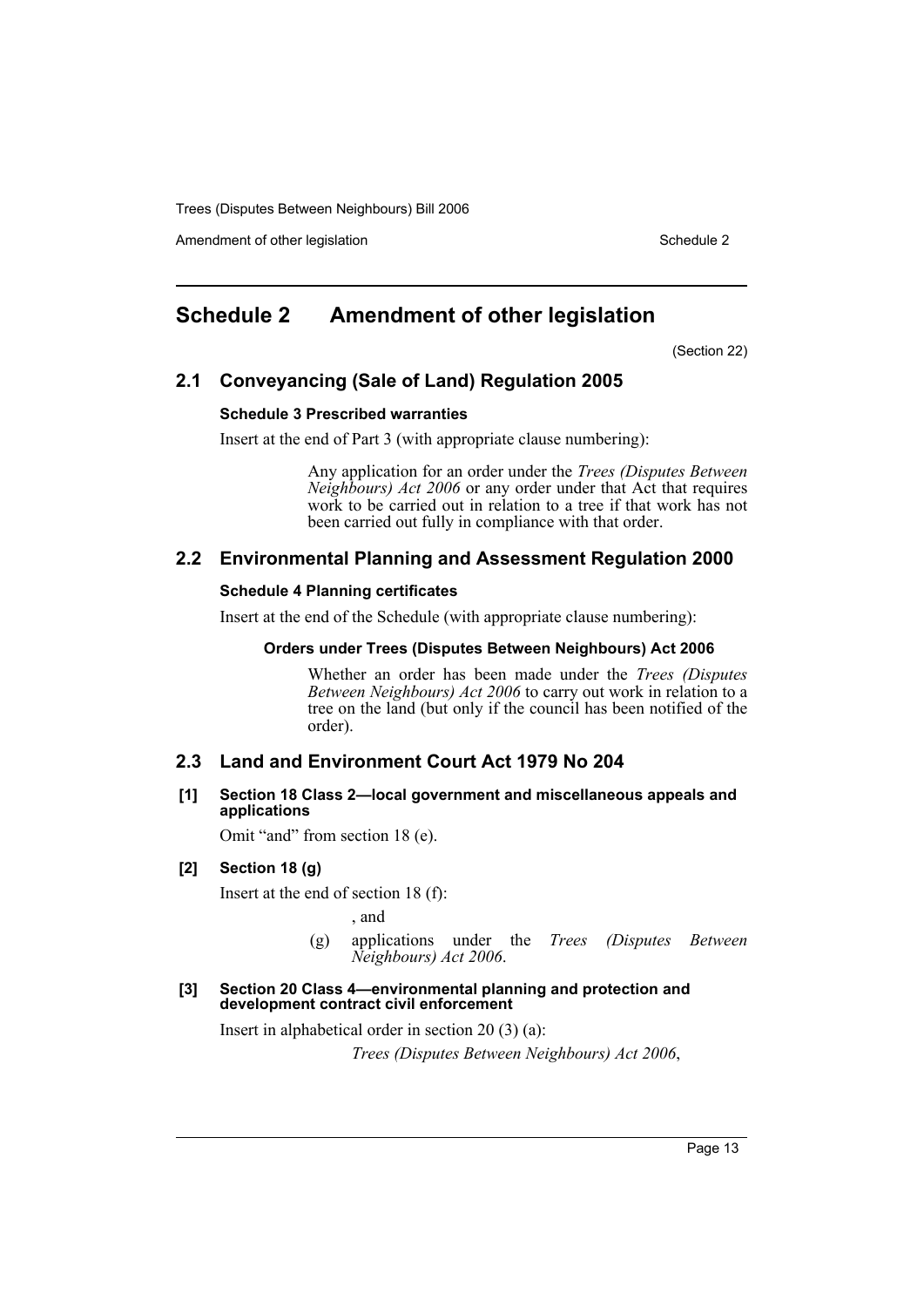# Schedule 2 Amendment of other legislation

(Section 22)

## 2.1 Conveyancing (Sale of Land) Regulation 2005

**Schedule 3 Prescribed warranties**

Insert at the end of Part 3 (with appropriate clause numbering):

> Any application for an order under the *Trees (Disputes Between Neighbours) Act 2006* or any order under that Act that requires work to be carried out in relation to a tree if that work has not been carried out fully in compliance with that order.

## 2.2 Environmental Planning and Assessment Regulation 2000

**Schedule 4 Planning certificates**

Insert at the end of the Schedule (with appropriate clause numbering):

> **Orders under Trees (Disputes Between Neighbours) Act 2006**
>
> Whether an order has been made under the *Trees (Disputes Between Neighbours) Act 2006* to carry out work in relation to a tree on the land (but only if the council has been notified of the order).

## 2.3 Land and Environment Court Act 1979 No 204

**[1] Section 18 Class 2—local government and miscellaneous appeals and applications**

Omit "and" from section 18 (e).

**[2] Section 18 (g)**

Insert at the end of section 18 (f):

> , and
>
> (g) applications under the *Trees (Disputes Between Neighbours) Act 2006*.

**[3] Section 20 Class 4—environmental planning and protection and development contract civil enforcement**

Insert in alphabetical order in section 20 (3) (a):

> *Trees (Disputes Between Neighbours) Act 2006*,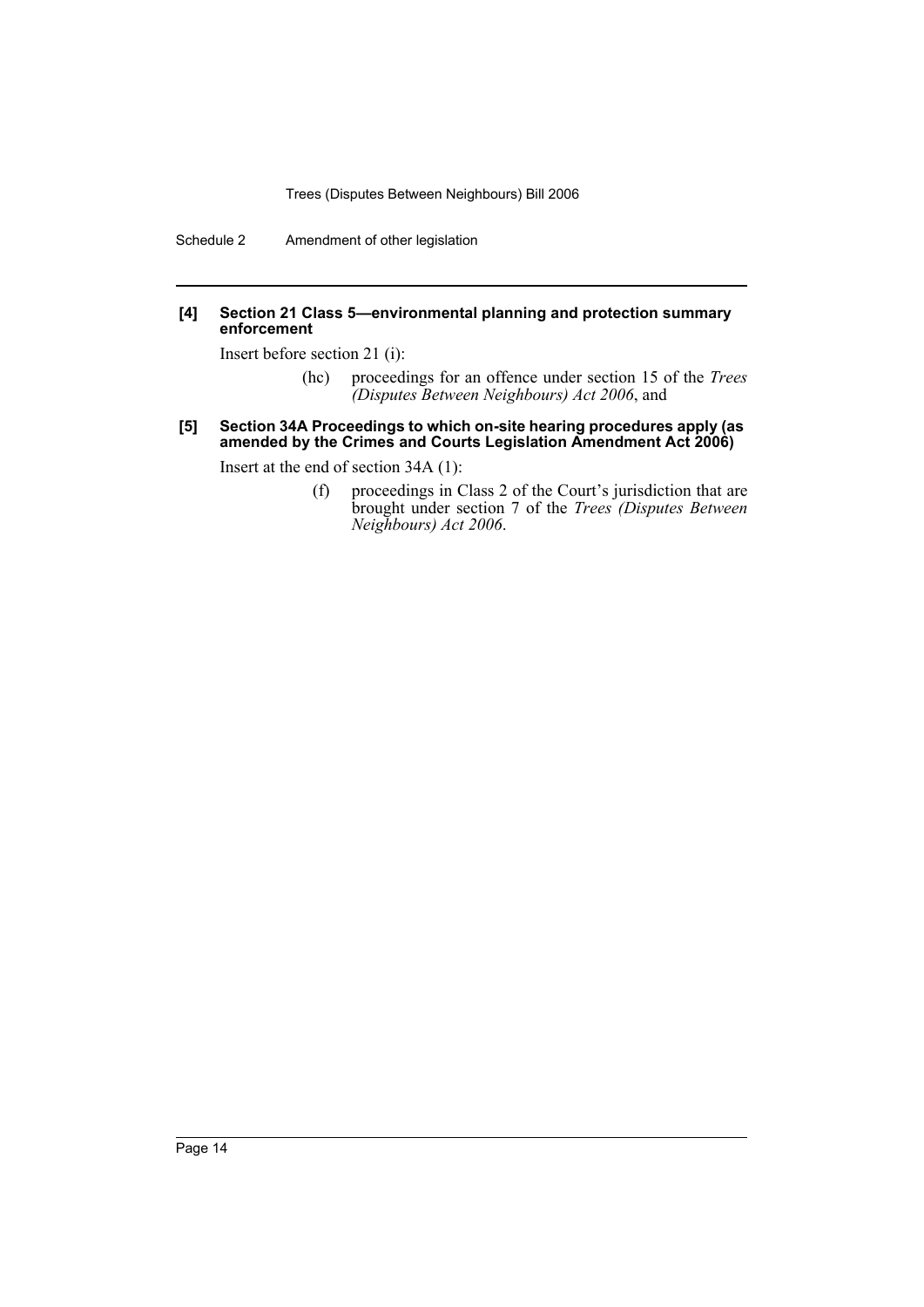**[4] Section 21 Class 5—environmental planning and protection summary enforcement**

Insert before section 21 (i):

(hc) proceedings for an offence under section 15 of the *Trees (Disputes Between Neighbours) Act 2006*, and

**[5] Section 34A Proceedings to which on-site hearing procedures apply (as amended by the Crimes and Courts Legislation Amendment Act 2006)**

Insert at the end of section 34A (1):

(f) proceedings in Class 2 of the Court's jurisdiction that are brought under section 7 of the *Trees (Disputes Between Neighbours) Act 2006*.